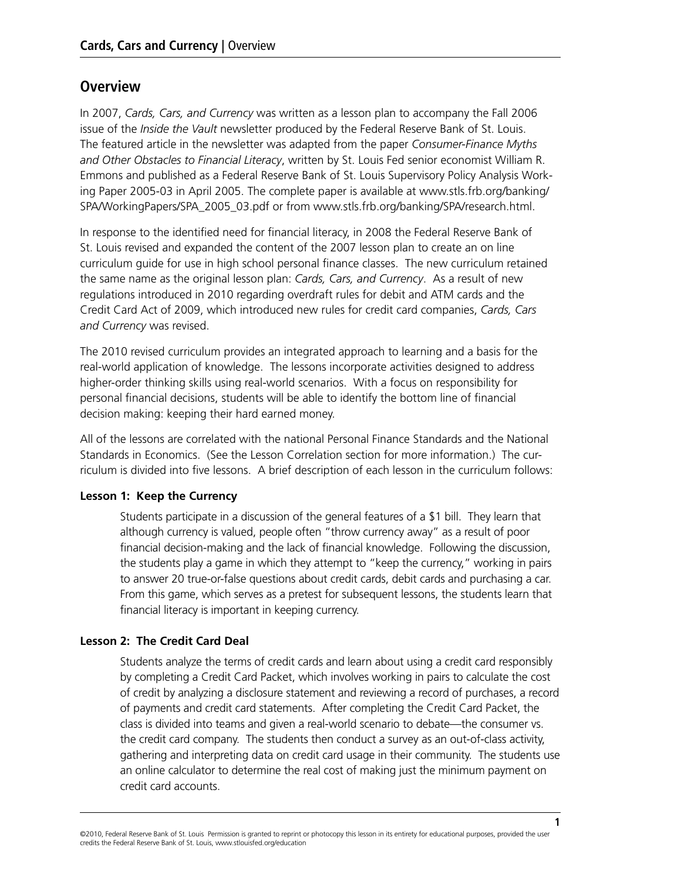## Overview

In 2007, *Cards, Cars, and Currency* was written as a lesson plan to accompany the Fall 2006 issue of the *Inside the Vault* newsletter produced by the Federal Reserve Bank of St. Louis. The featured article in the newsletter was adapted from the paper *Consumer-Finance Myths and Other Obstacles to Financial Literacy*, written by St. Louis Fed senior economist William R. Emmons and published as a Federal Reserve Bank of St. Louis Supervisory Policy Analysis Working Paper 2005-03 in April 2005. The complete paper is available at www.stls.frb.org/banking/SPA/WorkingPapers/SPA_2005_03.pdf or from www.stls.frb.org/banking/SPA/research.html.

In response to the identified need for financial literacy, in 2008 the Federal Reserve Bank of St. Louis revised and expanded the content of the 2007 lesson plan to create an on line curriculum guide for use in high school personal finance classes. The new curriculum retained the same name as the original lesson plan: *Cards, Cars, and Currency*. As a result of new regulations introduced in 2010 regarding overdraft rules for debit and ATM cards and the Credit Card Act of 2009, which introduced new rules for credit card companies, *Cards, Cars and Currency* was revised.

The 2010 revised curriculum provides an integrated approach to learning and a basis for the real-world application of knowledge. The lessons incorporate activities designed to address higher-order thinking skills using real-world scenarios. With a focus on responsibility for personal financial decisions, students will be able to identify the bottom line of financial decision making: keeping their hard earned money.

All of the lessons are correlated with the national Personal Finance Standards and the National Standards in Economics. (See the Lesson Correlation section for more information.) The curriculum is divided into five lessons. A brief description of each lesson in the curriculum follows:

**Lesson 1: Keep the Currency**

Students participate in a discussion of the general features of a $1 bill. They learn that although currency is valued, people often "throw currency away" as a result of poor financial decision-making and the lack of financial knowledge. Following the discussion, the students play a game in which they attempt to "keep the currency," working in pairs to answer 20 true-or-false questions about credit cards, debit cards and purchasing a car. From this game, which serves as a pretest for subsequent lessons, the students learn that financial literacy is important in keeping currency.

**Lesson 2: The Credit Card Deal**

Students analyze the terms of credit cards and learn about using a credit card responsibly by completing a Credit Card Packet, which involves working in pairs to calculate the cost of credit by analyzing a disclosure statement and reviewing a record of purchases, a record of payments and credit card statements. After completing the Credit Card Packet, the class is divided into teams and given a real-world scenario to debate—the consumer vs. the credit card company. The students then conduct a survey as an out-of-class activity, gathering and interpreting data on credit card usage in their community. The students use an online calculator to determine the real cost of making just the minimum payment on credit card accounts.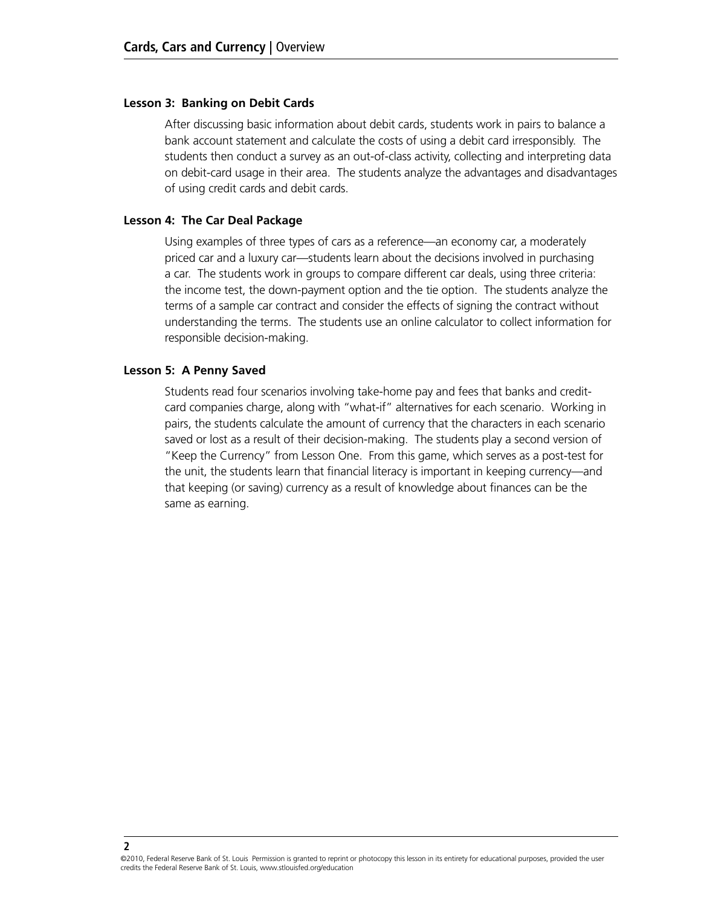### Lesson 3: Banking on Debit Cards

After discussing basic information about debit cards, students work in pairs to balance a bank account statement and calculate the costs of using a debit card irresponsibly. The students then conduct a survey as an out-of-class activity, collecting and interpreting data on debit-card usage in their area. The students analyze the advantages and disadvantages of using credit cards and debit cards.

### Lesson 4: The Car Deal Package

Using examples of three types of cars as a reference—an economy car, a moderately priced car and a luxury car—students learn about the decisions involved in purchasing a car. The students work in groups to compare different car deals, using three criteria: the income test, the down-payment option and the tie option. The students analyze the terms of a sample car contract and consider the effects of signing the contract without understanding the terms. The students use an online calculator to collect information for responsible decision-making.

### Lesson 5: A Penny Saved

Students read four scenarios involving take-home pay and fees that banks and credit-card companies charge, along with "what-if" alternatives for each scenario. Working in pairs, the students calculate the amount of currency that the characters in each scenario saved or lost as a result of their decision-making. The students play a second version of "Keep the Currency" from Lesson One. From this game, which serves as a post-test for the unit, the students learn that financial literacy is important in keeping currency—and that keeping (or saving) currency as a result of knowledge about finances can be the same as earning.

©2010, Federal Reserve Bank of St. Louis Permission is granted to reprint or photocopy this lesson in its entirety for educational purposes, provided the user credits the Federal Reserve Bank of St. Louis, www.stlouisfed.org/education